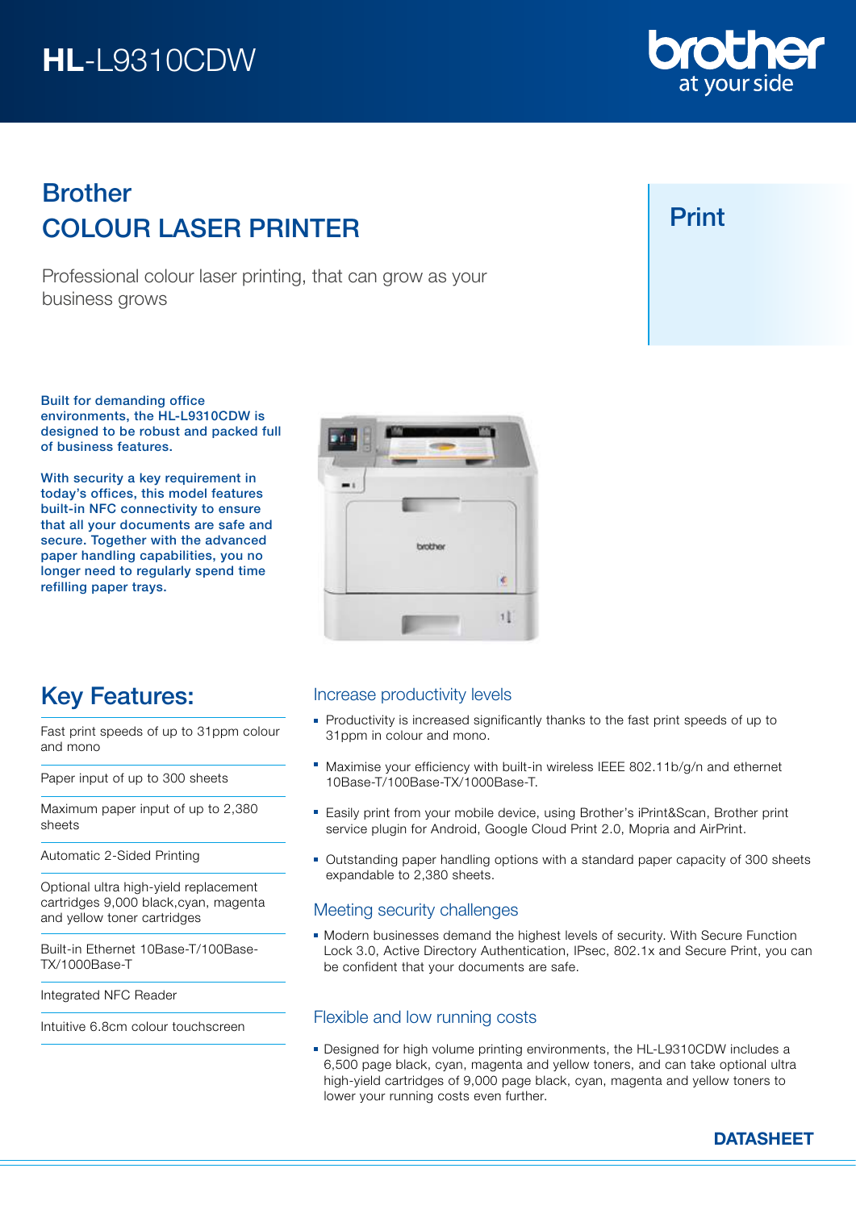# HL-L9310CDW

brother at your side

## Brother COLOUR LASER PRINTER

Professional colour laser printing, that can grow as your business grows

Print

**Built for demanding office environments, the HL-L9310CDW is designed to be robust and packed full of business features.**

**With security a key requirement in today's offices, this model features built-in NFC connectivity to ensure that all your documents are safe and secure. Together with the advanced paper handling capabilities, you no longer need to regularly spend time refilling paper trays.**

## Key Features:

- Fast print speeds of up to 31ppm colour and mono
- Paper input of up to 300 sheets
- Maximum paper input of up to 2,380 sheets
- Automatic 2-Sided Printing
- Optional ultra high-yield replacement cartridges 9,000 black,cyan, magenta and yellow toner cartridges
- Built-in Ethernet 10Base-T/100Base-TX/1000Base-T
- Integrated NFC Reader
- Intuitive 6.8cm colour touchscreen

### Increase productivity levels

- Productivity is increased significantly thanks to the fast print speeds of up to 31ppm in colour and mono.
- Maximise your efficiency with built-in wireless IEEE 802.11b/g/n and ethernet 10Base-T/100Base-TX/1000Base-T.
- Easily print from your mobile device, using Brother's iPrint&Scan, Brother print service plugin for Android, Google Cloud Print 2.0, Mopria and AirPrint.
- Outstanding paper handling options with a standard paper capacity of 300 sheets expandable to 2,380 sheets.

### Meeting security challenges

- Modern businesses demand the highest levels of security. With Secure Function Lock 3.0, Active Directory Authentication, IPsec, 802.1x and Secure Print, you can be confident that your documents are safe.

### Flexible and low running costs

- Designed for high volume printing environments, the HL-L9310CDW includes a 6,500 page black, cyan, magenta and yellow toners, and can take optional ultra high-yield cartridges of 9,000 page black, cyan, magenta and yellow toners to lower your running costs even further.

**DATASHEET**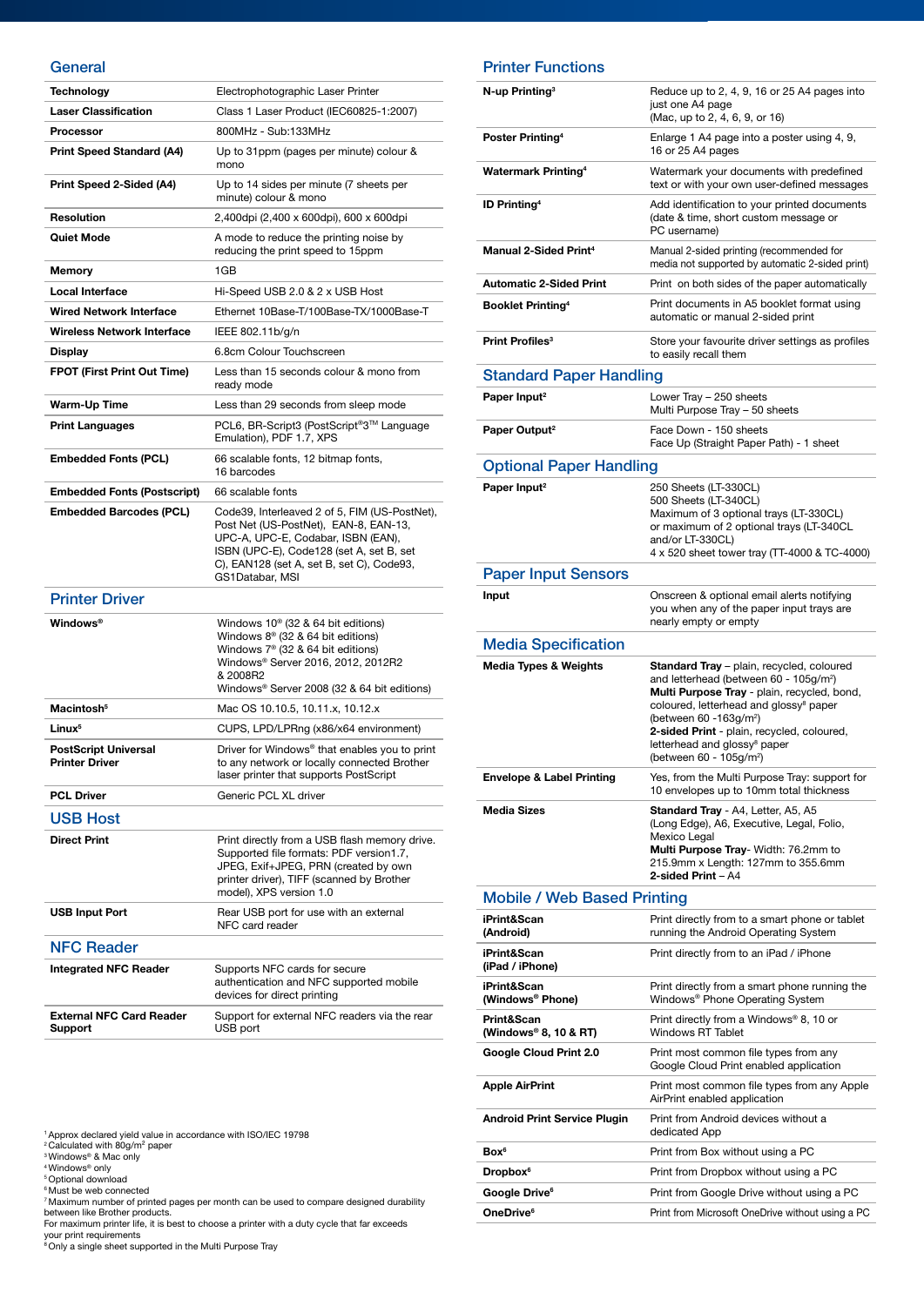## General

| | |
|---|---|
| **Technology** | Electrophotographic Laser Printer |
| **Laser Classification** | Class 1 Laser Product (IEC60825-1:2007) |
| **Processor** | 800MHz - Sub:133MHz |
| **Print Speed Standard (A4)** | Up to 31ppm (pages per minute) colour & mono |
| **Print Speed 2-Sided (A4)** | Up to 14 sides per minute (7 sheets per minute) colour & mono |
| **Resolution** | 2,400dpi (2,400 x 600dpi), 600 x 600dpi |
| **Quiet Mode** | A mode to reduce the printing noise by reducing the print speed to 15ppm |
| **Memory** | 1GB |
| **Local Interface** | Hi-Speed USB 2.0 & 2 x USB Host |
| **Wired Network Interface** | Ethernet 10Base-T/100Base-TX/1000Base-T |
| **Wireless Network Interface** | IEEE 802.11b/g/n |
| **Display** | 6.8cm Colour Touchscreen |
| **FPOT (First Print Out Time)** | Less than 15 seconds colour & mono from ready mode |
| **Warm-Up Time** | Less than 29 seconds from sleep mode |
| **Print Languages** | PCL6, BR-Script3 (PostScript®3™ Language Emulation), PDF 1.7, XPS |
| **Embedded Fonts (PCL)** | 66 scalable fonts, 12 bitmap fonts, 16 barcodes |
| **Embedded Fonts (Postscript)** | 66 scalable fonts |
| **Embedded Barcodes (PCL)** | Code39, Interleaved 2 of 5, FIM (US-PostNet), Post Net (US-PostNet), EAN-8, EAN-13, UPC-A, UPC-E, Codabar, ISBN (EAN), ISBN (UPC-E), Code128 (set A, set B, set C), EAN128 (set A, set B, set C), Code93, GS1Databar, MSI |

## Printer Driver

| | |
|---|---|
| **Windows®** | Windows 10® (32 & 64 bit editions)<br>Windows 8® (32 & 64 bit editions)<br>Windows 7® (32 & 64 bit editions)<br>Windows® Server 2016, 2012, 2012R2 & 2008R2<br>Windows® Server 2008 (32 & 64 bit editions) |
| **Macintosh[5]** | Mac OS 10.10.5, 10.11.x, 10.12.x |
| **Linux[5]** | CUPS, LPD/LPRng (x86/x64 environment) |
| **PostScript Universal Printer Driver** | Driver for Windows® that enables you to print to any network or locally connected Brother laser printer that supports PostScript |
| **PCL Driver** | Generic PCL XL driver |

## USB Host

| | |
|---|---|
| **Direct Print** | Print directly from a USB flash memory drive. Supported file formats: PDF version1.7, JPEG, Exif+JPEG, PRN (created by own printer driver), TIFF (scanned by Brother model), XPS version 1.0 |
| **USB Input Port** | Rear USB port for use with an external NFC card reader |

## NFC Reader

| | |
|---|---|
| **Integrated NFC Reader** | Supports NFC cards for secure authentication and NFC supported mobile devices for direct printing |
| **External NFC Card Reader Support** | Support for external NFC readers via the rear USB port |

## Printer Functions

| | |
|---|---|
| **N-up Printing[3]** | Reduce up to 2, 4, 9, 16 or 25 A4 pages into just one A4 page<br>(Mac, up to 2, 4, 6, 9, or 16) |
| **Poster Printing[4]** | Enlarge 1 A4 page into a poster using 4, 9, 16 or 25 A4 pages |
| **Watermark Printing[4]** | Watermark your documents with predefined text or with your own user-defined messages |
| **ID Printing[4]** | Add identification to your printed documents (date & time, short custom message or PC username) |
| **Manual 2-Sided Print[4]** | Manual 2-sided printing (recommended for media not supported by automatic 2-sided print) |
| **Automatic 2-Sided Print** | Print on both sides of the paper automatically |
| **Booklet Printing[4]** | Print documents in A5 booklet format using automatic or manual 2-sided print |
| **Print Profiles[3]** | Store your favourite driver settings as profiles to easily recall them |

## Standard Paper Handling

| | |
|---|---|
| **Paper Input[2]** | Lower Tray – 250 sheets<br>Multi Purpose Tray – 50 sheets |
| **Paper Output[2]** | Face Down - 150 sheets<br>Face Up (Straight Paper Path) - 1 sheet |

## Optional Paper Handling

| | |
|---|---|
| **Paper Input[2]** | 250 Sheets (LT-330CL)<br>500 Sheets (LT-340CL)<br>Maximum of 3 optional trays (LT-330CL) or maximum of 2 optional trays (LT-340CL and/or LT-330CL)<br>4 x 520 sheet tower tray (TT-4000 & TC-4000) |

## Paper Input Sensors

| | |
|---|---|
| **Input** | Onscreen & optional email alerts notifying you when any of the paper input trays are nearly empty or empty |

## Media Specification

| | |
|---|---|
| **Media Types & Weights** | **Standard Tray** – plain, recycled, coloured and letterhead (between 60 - 105g/m²)<br>**Multi Purpose Tray** - plain, recycled, bond, coloured, letterhead and glossy[8] paper (between 60 -163g/m²)<br>**2-sided Print** - plain, recycled, coloured, letterhead and glossy[8] paper (between 60 - 105g/m²) |
| **Envelope & Label Printing** | Yes, from the Multi Purpose Tray: support for 10 envelopes up to 10mm total thickness |
| **Media Sizes** | **Standard Tray** - A4, Letter, A5, A5 (Long Edge), A6, Executive, Legal, Folio, Mexico Legal<br>**Multi Purpose Tray**- Width: 76.2mm to 215.9mm x Length: 127mm to 355.6mm<br>**2-sided Print** – A4 |

## Mobile / Web Based Printing

| | |
|---|---|
| **iPrint&Scan (Android)** | Print directly from to a smart phone or tablet running the Android Operating System |
| **iPrint&Scan (iPad / iPhone)** | Print directly from to an iPad / iPhone |
| **iPrint&Scan (Windows® Phone)** | Print directly from to a smart phone running the Windows® Phone Operating System |
| **Print&Scan (Windows® 8, 10 & RT)** | Print directly from a Windows® 8, 10 or Windows RT Tablet |
| **Google Cloud Print 2.0** | Print most common file types from any Google Cloud Print enabled application |
| **Apple AirPrint** | Print most common file types from any Apple AirPrint enabled application |
| **Android Print Service Plugin** | Print from Android devices without a dedicated App |
| **Box[6]** | Print from Box without using a PC |
| **Dropbox[6]** | Print from Dropbox without using a PC |
| **Google Drive[6]** | Print from Google Drive without using a PC |
| **OneDrive[6]** | Print from Microsoft OneDrive without using a PC |

[1] Approx declared yield value in accordance with ISO/IEC 19798
[2] Calculated with 80g/m² paper
[3] Windows® & Mac only
[4] Windows® only
[5] Optional download
[6] Must be web connected
[7] Maximum number of printed pages per month can be used to compare designed durability between like Brother products.
For maximum printer life, it is best to choose a printer with a duty cycle that far exceeds your print requirements
[8] Only a single sheet supported in the Multi Purpose Tray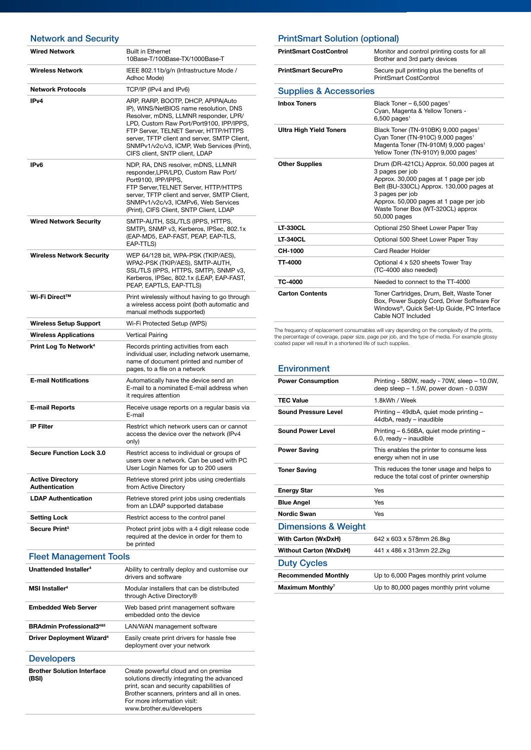## Network and Security

| | |
|---|---|
| **Wired Network** | Built in Ethernet 10Base-T/100Base-TX/1000Base-T |
| **Wireless Network** | IEEE 802.11b/g/n (Infrastructure Mode / Adhoc Mode) |
| **Network Protocols** | TCP/IP (IPv4 and IPv6) |
| **IPv4** | ARP, RARP, BOOTP, DHCP, APIPA(Auto IP), WINS/NetBIOS name resolution, DNS Resolver, mDNS, LLMNR responder, LPR/LPD, Custom Raw Port/Port9100, IPP/IPPS, FTP Server, TELNET Server, HTTP/HTTPS server, TFTP client and server, SMTP Client, SNMPv1/v2c/v3, ICMP, Web Services (Print), CIFS client, SNTP client, LDAP |
| **IPv6** | NDP, RA, DNS resolver, mDNS, LLMNR responder,LPR/LPD, Custom Raw Port/Port9100, IPP/IPPS, FTP Server,TELNET Server, HTTP/HTTPS server, TFTP client and server, SMTP Client, SNMPv1/v2c/v3, ICMPv6, Web Services (Print), CIFS Client, SNTP Client, LDAP |
| **Wired Network Security** | SMTP-AUTH, SSL/TLS (IPPS, HTTPS, SMTP), SNMP v3, Kerberos, IPSec, 802.1x (EAP-MD5, EAP-FAST, PEAP, EAP-TLS, EAP-TTLS) |
| **Wireless Network Security** | WEP 64/128 bit, WPA-PSK (TKIP/AES), WPA2-PSK (TKIP/AES), SMTP-AUTH, SSL/TLS (IPPS, HTTPS, SMTP), SNMP v3, Kerberos, IPSec, 802.1x (LEAP, EAP-FAST, PEAP, EAPTLS, EAP-TTLS) |
| **Wi-Fi Direct™** | Print wirelessly without having to go through a wireless access point (both automatic and manual methods supported) |
| **Wireless Setup Support** | Wi-Fi Protected Setup (WPS) |
| **Wireless Applications** | Vertical Pairing |
| **Print Log To Network[4]** | Records printing activities from each individual user, including network username, name of document printed and number of pages, to a file on a network |
| **E-mail Notifications** | Automatically have the device send an E-mail to a nominated E-mail address when it requires attention |
| **E-mail Reports** | Receive usage reports on a regular basis via E-mail |
| **IP Filter** | Restrict which network users can or cannot access the device over the network (IPv4 only) |
| **Secure Function Lock 3.0** | Restrict access to individual or groups of users over a network. Can be used with PC User Login Names for up to 200 users |
| **Active Directory Authentication** | Retrieve stored print jobs using credentials from Active Directory |
| **LDAP Authentication** | Retrieve stored print jobs using credentials from an LDAP supported database |
| **Setting Lock** | Restrict access to the control panel |
| **Secure Print[3]** | Protect print jobs with a 4 digit release code required at the device in order for them to be printed |

## Fleet Management Tools

| | |
|---|---|
| **Unattended Installer[4]** | Ability to centrally deploy and customise our drivers and software |
| **MSI Installer[4]** | Modular installers that can be distributed through Active Directory® |
| **Embedded Web Server** | Web based print management software embedded onto the device |
| **BRAdmin Professional3[4&5]** | LAN/WAN management software |
| **Driver Deployment Wizard[4]** | Easily create print drivers for hassle free deployment over your network |

## Developers

| | |
|---|---|
| **Brother Solution Interface (BSI)** | Create powerful cloud and on premise solutions directly integrating the advanced print, scan and security capabilities of Brother scanners, printers and all in ones. For more information visit: www.brother.eu/developers |

## PrintSmart Solution (optional)

| | |
|---|---|
| **PrintSmart CostControl** | Monitor and control printing costs for all Brother and 3rd party devices |
| **PrintSmart SecurePro** | Secure pull printing plus the benefits of PrintSmart CostControl |

## Supplies & Accessories

| | |
|---|---|
| **Inbox Toners** | Black Toner – 6,500 pages[1]<br>Cyan, Magenta & Yellow Toners - 6,500 pages[1] |
| **Ultra High Yield Toners** | Black Toner (TN-910BK) 9,000 pages[1]<br>Cyan Toner (TN-910C) 9,000 pages[1]<br>Magenta Toner (TN-910M) 9,000 pages[1]<br>Yellow Toner (TN-910Y) 9,000 pages[1] |
| **Other Supplies** | Drum (DR-421CL) Approx. 50,000 pages at 3 pages per job<br>Approx. 30,000 pages at 1 page per job<br>Belt (BU-330CL) Approx. 130,000 pages at 3 pages per job<br>Approx. 50,000 pages at 1 page per job<br>Waste Toner Box (WT-320CL) approx 50,000 pages |
| **LT-330CL** | Optional 250 Sheet Lower Paper Tray |
| **LT-340CL** | Optional 500 Sheet Lower Paper Tray |
| **CH-1000** | Card Reader Holder |
| **TT-4000** | Optional 4 x 520 sheets Tower Tray (TC-4000 also needed) |
| **TC-4000** | Needed to connect to the TT-4000 |
| **Carton Contents** | Toner Cartridges, Drum, Belt, Waste Toner Box, Power Supply Cord, Driver Software For Windows®, Quick Set-Up Guide, PC Interface Cable NOT Included |

The frequency of replacement consumables will vary depending on the complexity of the prints, the percentage of coverage, paper size, page per job, and the type of media. For example glossy coated paper will result in a shortened life of such supplies.

## Environment

| | |
|---|---|
| **Power Consumption** | Printing - 580W, ready - 70W, sleep – 10.0W, deep sleep – 1.5W, power down - 0.03W |
| **TEC Value** | 1.8kWh / Week |
| **Sound Pressure Level** | Printing – 49dbA, quiet mode printing – 44dbA, ready – inaudible |
| **Sound Power Level** | Printing – 6.56BA, quiet mode printing – 6.0, ready – inaudible |
| **Power Saving** | This enables the printer to consume less energy when not in use |
| **Toner Saving** | This reduces the toner usage and helps to reduce the total cost of printer ownership |
| **Energy Star** | Yes |
| **Blue Angel** | Yes |
| **Nordic Swan** | Yes |

## Dimensions & Weight

| | |
|---|---|
| **With Carton (WxDxH)** | 642 x 603 x 578mm 26.8kg |
| **Without Carton (WxDxH)** | 441 x 486 x 313mm 22.2kg |

## Duty Cycles

| | |
|---|---|
| **Recommended Monthly** | Up to 6,000 Pages monthly print volume |
| **Maximum Monthly[7]** | Up to 80,000 pages monthly print volume |